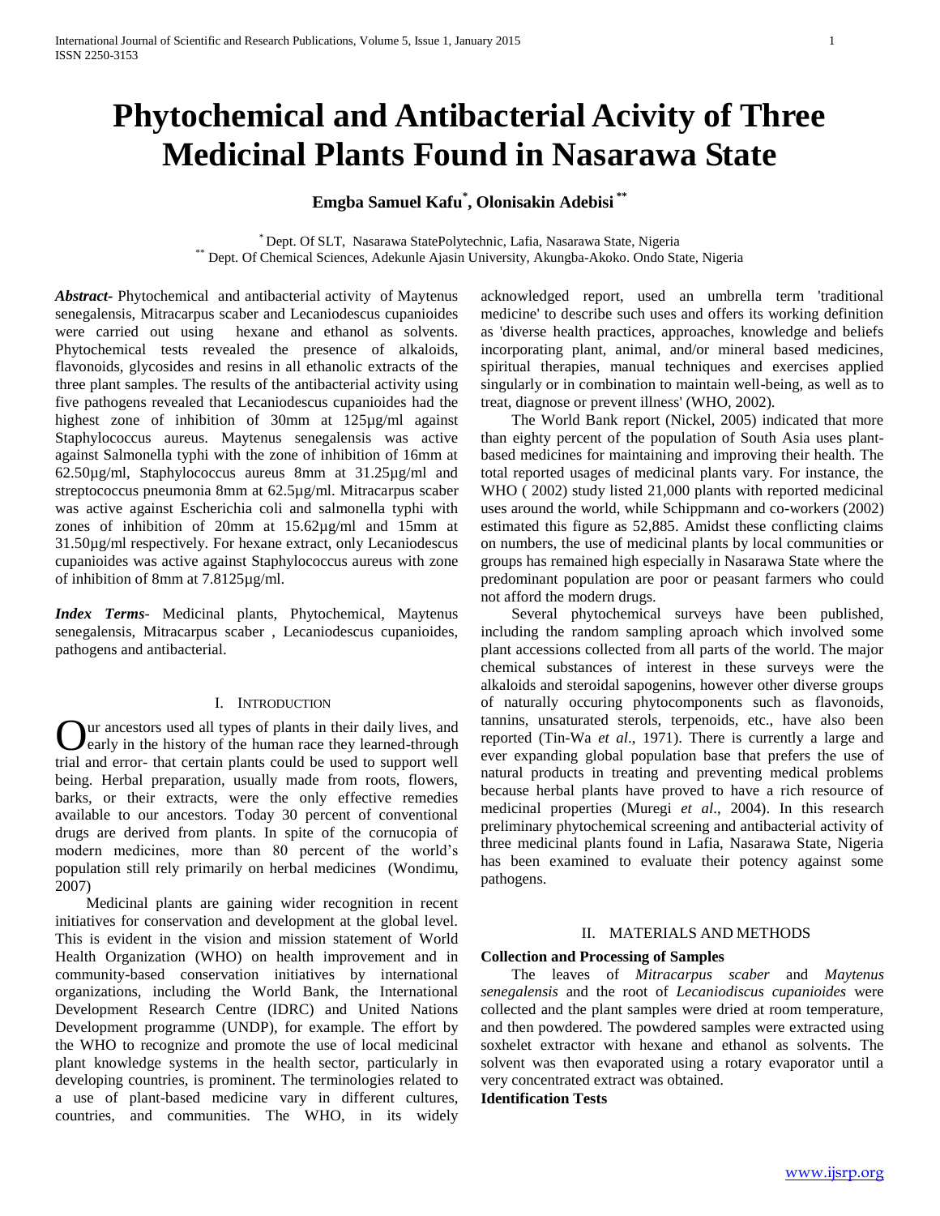# Phytochemical and Antibacterial Acivity of Three Medicinal Plants Found in Nasarawa State

**Emgba Samuel Kafu[*], Olonisakin Adebisi[**]**

[*] Dept. Of SLT, Nasarawa StatePolytechnic, Lafia, Nasarawa State, Nigeria
[**] Dept. Of Chemical Sciences, Adekunle Ajasin University, Akungba-Akoko. Ondo State, Nigeria

***Abstract-*** Phytochemical and antibacterial activity of Maytenus senegalensis, Mitracarpus scaber and Lecaniodescus cupanioides were carried out using hexane and ethanol as solvents. Phytochemical tests revealed the presence of alkaloids, flavonoids, glycosides and resins in all ethanolic extracts of the three plant samples. The results of the antibacterial activity using five pathogens revealed that Lecaniodescus cupanioides had the highest zone of inhibition of 30mm at 125µg/ml against Staphylococcus aureus. Maytenus senegalensis was active against Salmonella typhi with the zone of inhibition of 16mm at 62.50µg/ml, Staphylococcus aureus 8mm at 31.25µg/ml and streptococcus pneumonia 8mm at 62.5µg/ml. Mitracarpus scaber was active against Escherichia coli and salmonella typhi with zones of inhibition of 20mm at 15.62µg/ml and 15mm at 31.50µg/ml respectively. For hexane extract, only Lecaniodescus cupanioides was active against Staphylococcus aureus with zone of inhibition of 8mm at 7.8125µg/ml.

***Index Terms-*** Medicinal plants, Phytochemical, Maytenus senegalensis, Mitracarpus scaber , Lecaniodescus cupanioides, pathogens and antibacterial.

## I. Introduction

Our ancestors used all types of plants in their daily lives, and early in the history of the human race they learned-through trial and error- that certain plants could be used to support well being. Herbal preparation, usually made from roots, flowers, barks, or their extracts, were the only effective remedies available to our ancestors. Today 30 percent of conventional drugs are derived from plants. In spite of the cornucopia of modern medicines, more than 80 percent of the world's population still rely primarily on herbal medicines (Wondimu, 2007)

Medicinal plants are gaining wider recognition in recent initiatives for conservation and development at the global level. This is evident in the vision and mission statement of World Health Organization (WHO) on health improvement and in community-based conservation initiatives by international organizations, including the World Bank, the International Development Research Centre (IDRC) and United Nations Development programme (UNDP), for example. The effort by the WHO to recognize and promote the use of local medicinal plant knowledge systems in the health sector, particularly in developing countries, is prominent. The terminologies related to a use of plant-based medicine vary in different cultures, countries, and communities. The WHO, in its widely acknowledged report, used an umbrella term 'traditional medicine' to describe such uses and offers its working definition as 'diverse health practices, approaches, knowledge and beliefs incorporating plant, animal, and/or mineral based medicines, spiritual therapies, manual techniques and exercises applied singularly or in combination to maintain well-being, as well as to treat, diagnose or prevent illness' (WHO, 2002).

The World Bank report (Nickel, 2005) indicated that more than eighty percent of the population of South Asia uses plant-based medicines for maintaining and improving their health. The total reported usages of medicinal plants vary. For instance, the WHO ( 2002) study listed 21,000 plants with reported medicinal uses around the world, while Schippmann and co-workers (2002) estimated this figure as 52,885. Amidst these conflicting claims on numbers, the use of medicinal plants by local communities or groups has remained high especially in Nasarawa State where the predominant population are poor or peasant farmers who could not afford the modern drugs.

Several phytochemical surveys have been published, including the random sampling aproach which involved some plant accessions collected from all parts of the world. The major chemical substances of interest in these surveys were the alkaloids and steroidal sapogenins, however other diverse groups of naturally occuring phytocomponents such as flavonoids, tannins, unsaturated sterols, terpenoids, etc., have also been reported (Tin-Wa *et al*., 1971). There is currently a large and ever expanding global population base that prefers the use of natural products in treating and preventing medical problems because herbal plants have proved to have a rich resource of medicinal properties (Muregi *et al*., 2004). In this research preliminary phytochemical screening and antibacterial activity of three medicinal plants found in Lafia, Nasarawa State, Nigeria has been examined to evaluate their potency against some pathogens.

## II. Materials and Methods

**Collection and Processing of Samples**

The leaves of *Mitracarpus scaber* and *Maytenus senegalensis* and the root of *Lecaniodiscus cupanioides* were collected and the plant samples were dried at room temperature, and then powdered. The powdered samples were extracted using soxhelet extractor with hexane and ethanol as solvents. The solvent was then evaporated using a rotary evaporator until a very concentrated extract was obtained.

**Identification Tests**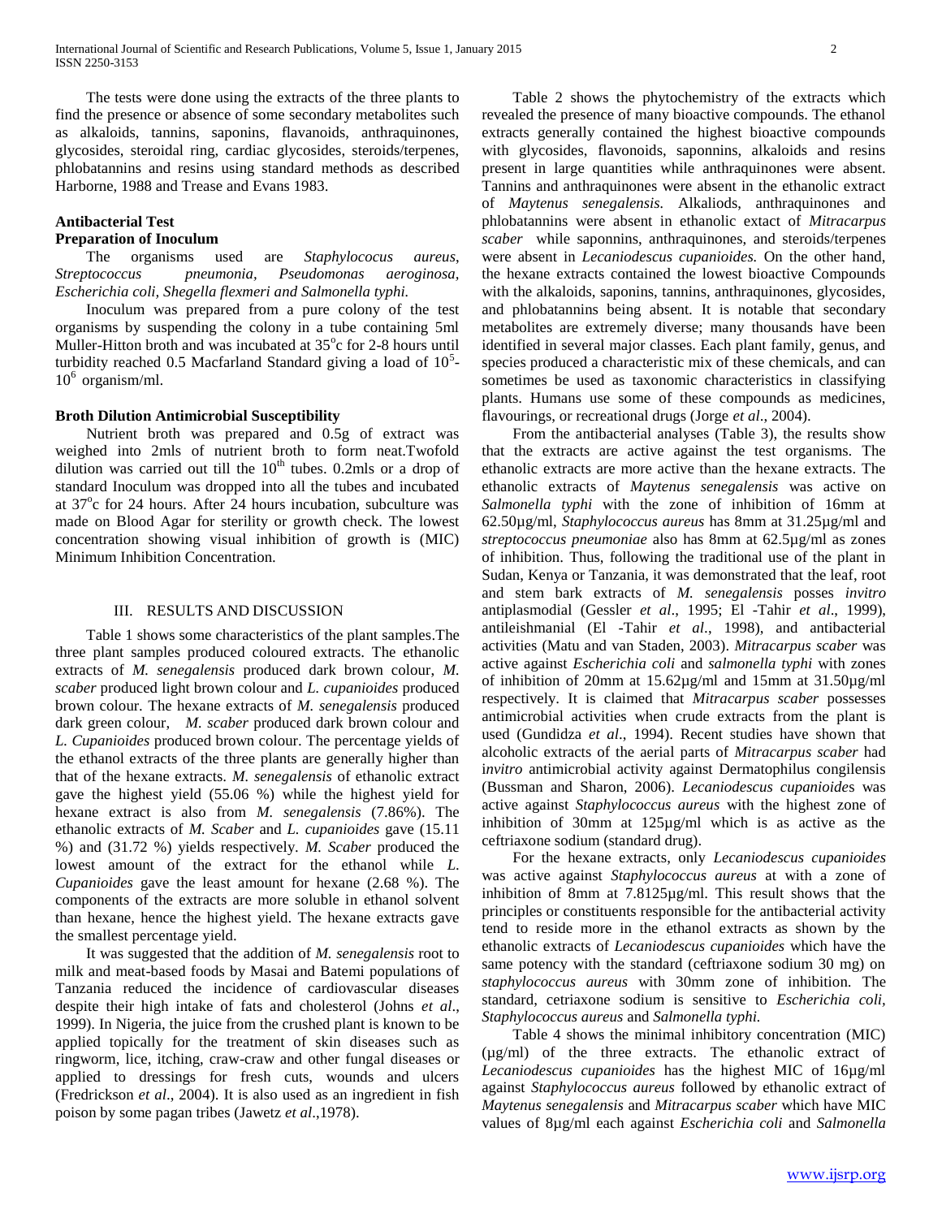The tests were done using the extracts of the three plants to find the presence or absence of some secondary metabolites such as alkaloids, tannins, saponins, flavanoids, anthraquinones, glycosides, steroidal ring, cardiac glycosides, steroids/terpenes, phlobatannins and resins using standard methods as described Harborne, 1988 and Trease and Evans 1983.

### Antibacterial Test

### Preparation of Inoculum

The organisms used are *Staphylococus aureus*, *Streptococcus pneumonia*, *Pseudomonas aeroginosa, Escherichia coli, Shegella flexmeri and Salmonella typhi.*

Inoculum was prepared from a pure colony of the test organisms by suspending the colony in a tube containing 5ml Muller-Hitton broth and was incubated at 35$^o$c for 2-8 hours until turbidity reached 0.5 Macfarland Standard giving a load of $10^5$-$10^6$ organism/ml.

### Broth Dilution Antimicrobial Susceptibility

Nutrient broth was prepared and 0.5g of extract was weighed into 2mls of nutrient broth to form neat.Twofold dilution was carried out till the 10$^{th}$ tubes. 0.2mls or a drop of standard Inoculum was dropped into all the tubes and incubated at 37$^o$c for 24 hours. After 24 hours incubation, subculture was made on Blood Agar for sterility or growth check. The lowest concentration showing visual inhibition of growth is (MIC) Minimum Inhibition Concentration.

## III. Results and Discussion

Table 1 shows some characteristics of the plant samples.The three plant samples produced coloured extracts. The ethanolic extracts of *M. senegalensis* produced dark brown colour, *M. scaber* produced light brown colour and *L. cupanioides* produced brown colour. The hexane extracts of *M. senegalensis* produced dark green colour, *M. scaber* produced dark brown colour and *L. Cupanioides* produced brown colour. The percentage yields of the ethanol extracts of the three plants are generally higher than that of the hexane extracts. *M. senegalensis* of ethanolic extract gave the highest yield (55.06 %) while the highest yield for hexane extract is also from *M. senegalensis* (7.86%). The ethanolic extracts of *M. Scaber* and *L. cupanioides* gave (15.11 %) and (31.72 %) yields respectively. *M. Scaber* produced the lowest amount of the extract for the ethanol while *L. Cupanioides* gave the least amount for hexane (2.68 %). The components of the extracts are more soluble in ethanol solvent than hexane, hence the highest yield. The hexane extracts gave the smallest percentage yield.

It was suggested that the addition of *M. senegalensis* root to milk and meat-based foods by Masai and Batemi populations of Tanzania reduced the incidence of cardiovascular diseases despite their high intake of fats and cholesterol (Johns *et al*., 1999). In Nigeria, the juice from the crushed plant is known to be applied topically for the treatment of skin diseases such as ringworm, lice, itching, craw-craw and other fungal diseases or applied to dressings for fresh cuts, wounds and ulcers (Fredrickson *et al*., 2004). It is also used as an ingredient in fish poison by some pagan tribes (Jawetz *et al*.,1978).

Table 2 shows the phytochemistry of the extracts which revealed the presence of many bioactive compounds. The ethanol extracts generally contained the highest bioactive compounds with glycosides, flavonoids, saponnins, alkaloids and resins present in large quantities while anthraquinones were absent. Tannins and anthraquinones were absent in the ethanolic extract of *Maytenus senegalensis.* Alkaliods, anthraquinones and phlobatannins were absent in ethanolic extact of *Mitracarpus scaber* while saponnins, anthraquinones, and steroids/terpenes were absent in *Lecaniodescus cupanioides.* On the other hand, the hexane extracts contained the lowest bioactive Compounds with the alkaloids, saponins, tannins, anthraquinones, glycosides, and phlobatannins being absent. It is notable that secondary metabolites are extremely diverse; many thousands have been identified in several major classes. Each plant family, genus, and species produced a characteristic mix of these chemicals, and can sometimes be used as taxonomic characteristics in classifying plants. Humans use some of these compounds as medicines, flavourings, or recreational drugs (Jorge *et al*., 2004).

From the antibacterial analyses (Table 3), the results show that the extracts are active against the test organisms. The ethanolic extracts are more active than the hexane extracts. The ethanolic extracts of *Maytenus senegalensis* was active on *Salmonella typhi* with the zone of inhibition of 16mm at 62.50µg/ml, *Staphylococcus aureus* has 8mm at 31.25µg/ml and *streptococcus pneumoniae* also has 8mm at 62.5µg/ml as zones of inhibition. Thus, following the traditional use of the plant in Sudan, Kenya or Tanzania, it was demonstrated that the leaf, root and stem bark extracts of *M. senegalensis* posses *invitro* antiplasmodial (Gessler *et al*., 1995; El -Tahir *et al*., 1999), antileishmanial (El -Tahir *et al*., 1998), and antibacterial activities (Matu and van Staden, 2003). *Mitracarpus scaber* was active against *Escherichia coli* and *salmonella typhi* with zones of inhibition of 20mm at 15.62µg/ml and 15mm at 31.50µg/ml respectively. It is claimed that *Mitracarpus scaber* possesses antimicrobial activities when crude extracts from the plant is used (Gundidza *et al*., 1994). Recent studies have shown that alcoholic extracts of the aerial parts of *Mitracarpus scaber* had *invitro* antimicrobial activity against Dermatophilus congilensis (Bussman and Sharon, 2006). *Lecaniodescus cupanioides* was active against *Staphylococcus aureus* with the highest zone of inhibition of 30mm at 125µg/ml which is as active as the ceftriaxone sodium (standard drug).

For the hexane extracts, only *Lecaniodescus cupanioides* was active against *Staphylococcus aureus* at with a zone of inhibition of 8mm at 7.8125µg/ml. This result shows that the principles or constituents responsible for the antibacterial activity tend to reside more in the ethanol extracts as shown by the ethanolic extracts of *Lecaniodescus cupanioides* which have the same potency with the standard (ceftriaxone sodium 30 mg) on *staphylococcus aureus* with 30mm zone of inhibition. The standard, cetriaxone sodium is sensitive to *Escherichia coli, Staphylococcus aureus* and *Salmonella typhi.*

Table 4 shows the minimal inhibitory concentration (MIC) (µg/ml) of the three extracts. The ethanolic extract of *Lecaniodescus cupanioides* has the highest MIC of 16µg/ml against *Staphylococcus aureus* followed by ethanolic extract of *Maytenus senegalensis* and *Mitracarpus scaber* which have MIC values of 8µg/ml each against *Escherichia coli* and *Salmonella*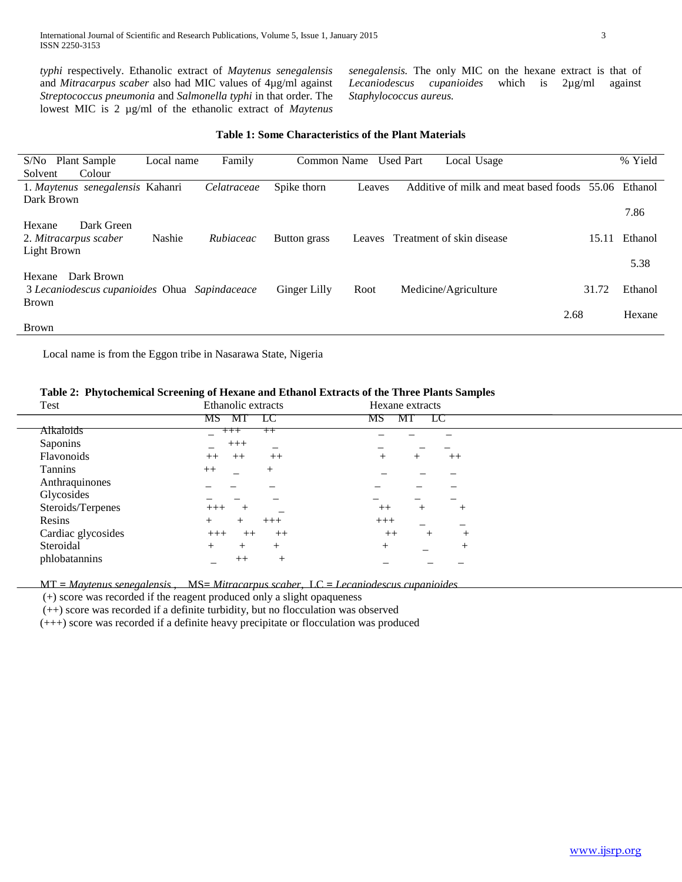*typhi* respectively. Ethanolic extract of *Maytenus senegalensis* and *Mitracarpus scaber* also had MIC values of 4µg/ml against *Streptococcus pneumonia* and *Salmonella typhi* in that order. The lowest MIC is 2 µg/ml of the ethanolic extract of *Maytenus senegalensis.* The only MIC on the hexane extract is that of *Lecaniodescus cupanioides* which is 2µg/ml against *Staphylococcus aureus.*

**Table 1: Some Characteristics of the Plant Materials**

| S/No | Plant Sample | Local name | Family | Common Name | Used Part | Local Usage | % Yield | Solvent | Colour |
|---|---|---|---|---|---|---|---|---|---|
| 1. | *Maytenus senegalensis* | Kahanri | *Celatraceae* | Spike thorn | Leaves | Additive of milk and meat based foods | 55.06 | Ethanol | Dark Brown |
| | | | | | | | 7.86 | Hexane | Dark Green |
| 2. | *Mitracarpus scaber* | Nashie | *Rubiaceac* | Button grass | Leaves | Treatment of skin disease | 15.11 | Ethanol | Light Brown |
| | | | | | | | 5.38 | Hexane | Dark Brown |
| 3 | *Lecaniodescus cupanioides* | Ohua | *Sapindaceace* | Ginger Lilly | Root | Medicine/Agriculture | 31.72 | Ethanol | Brown |
| | | | | | | | 2.68 | Hexane | Brown |

Local name is from the Eggon tribe in Nasarawa State, Nigeria

**Table 2: Phytochemical Screening of Hexane and Ethanol Extracts of the Three Plants Samples**

| Test | Ethanolic extracts | | | Hexane extracts | | |
|---|---|---|---|---|---|---|
| | MS | MT | LC | MS | MT | LC |
| Alkaloids | _ | +++ | ++ | – | – | – |
| Saponins | _ | +++ | _ | – | – | – |
| Flavonoids | ++ | ++ | ++ | + | + | ++ |
| Tannins | ++ | _ | + | – | – | – |
| Anthraquinones | – | – | – | – | – | – |
| Glycosides | – | – | – | – | – | – |
| Steroids/Terpenes | +++ | + | _ | ++ | + | + |
| Resins | + | + | +++ | +++ | _ | _ |
| Cardiac glycosides | +++ | ++ | ++ | ++ | + | + |
| Steroidal | + | + | + | + | _ | + |
| phlobatannins | _ | ++ | + | – | – | – |

MT = *Maytenus senegalensis* , MS= *Mitracarpus scaber*, LC = *Lecaniodescus cupanioides*

(+) score was recorded if the reagent produced only a slight opaqueness

(++) score was recorded if a definite turbidity, but no flocculation was observed

(+++) score was recorded if a definite heavy precipitate or flocculation was produced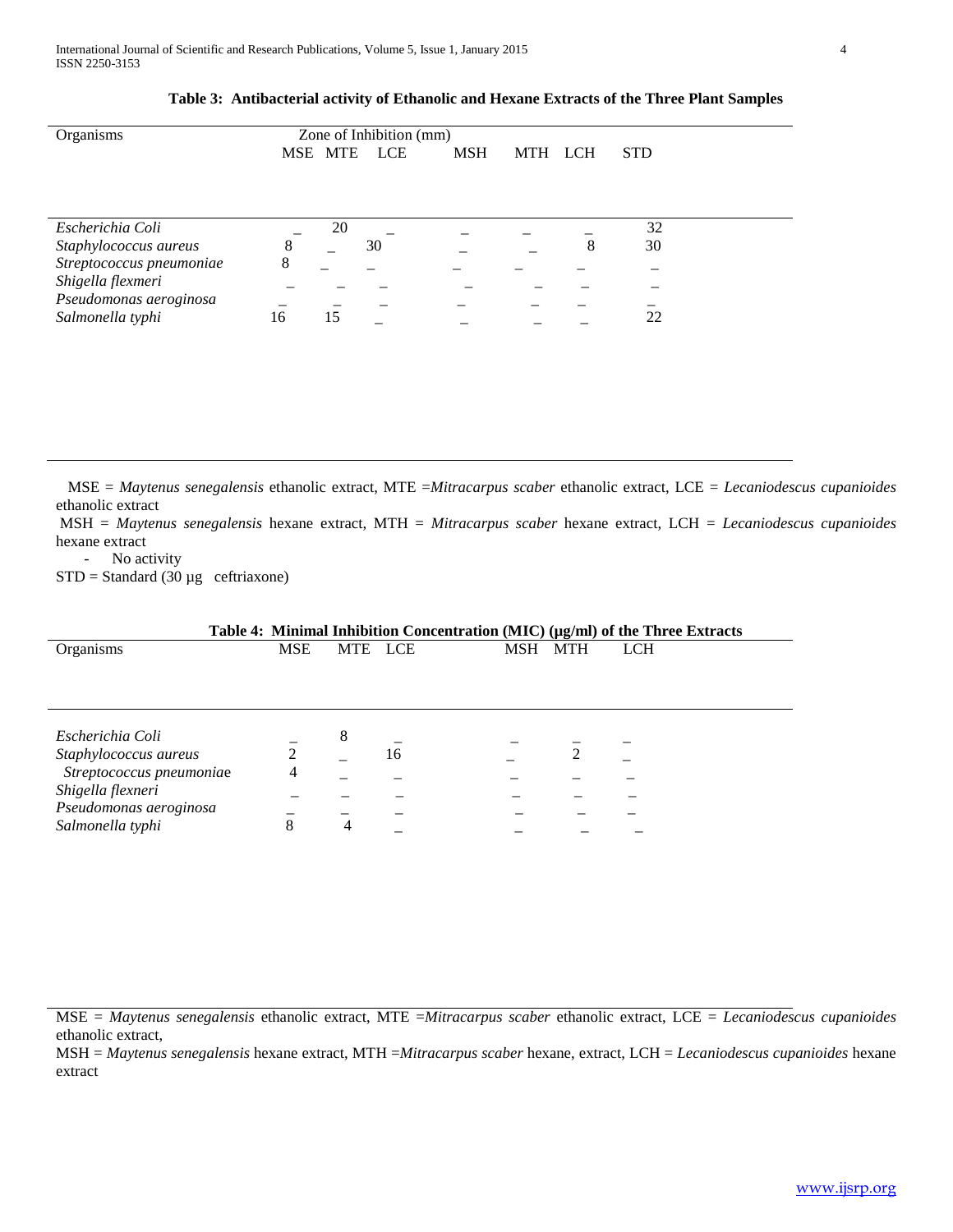**Table 3: Antibacterial activity of Ethanolic and Hexane Extracts of the Three Plant Samples**

| Organisms | Zone of Inhibition (mm) | | | | | | |
|---|---|---|---|---|---|---|---|
| | MSE | MTE | LCE | MSH | MTH | LCH | STD |
| *Escherichia Coli* | _ | 20 | _ | _ | _ | _ | 32 |
| *Staphylococcus aureus* | 8 | _ | 30 | _ | _ | 8 | 30 |
| *Streptococcus pneumoniae* | 8 | _ | _ | _ | _ | _ | _ |
| *Shigella flexneri* | _ | _ | _ | _ | _ | _ | _ |
| *Pseudomonas aeroginosa* | _ | _ | _ | _ | _ | _ | _ |
| *Salmonella typhi* | 16 | 15 | _ | _ | _ | _ | 22 |

MSE = *Maytenus senegalensis* ethanolic extract, MTE =*Mitracarpus scaber* ethanolic extract, LCE = *Lecaniodescus cupanioides* ethanolic extract

MSH = *Maytenus senegalensis* hexane extract, MTH = *Mitracarpus scaber* hexane extract, LCH = *Lecaniodescus cupanioides* hexane extract

- No activity

STD = Standard (30 µg ceftriaxone)

**Table 4: Minimal Inhibition Concentration (MIC) (µg/ml) of the Three Extracts**

| Organisms | MSE | MTE | LCE | MSH | MTH | LCH |
|---|---|---|---|---|---|---|
| *Escherichia Coli* | _ | 8 | _ | _ | _ | _ |
| *Staphylococcus aureus* | 2 | _ | 16 | _ | 2 | _ |
| *Streptococcus pneumoniae* | 4 | _ | _ | _ | _ | _ |
| *Shigella flexneri* | _ | _ | _ | _ | _ | _ |
| *Pseudomonas aeroginosa* | _ | _ | _ | _ | _ | _ |
| *Salmonella typhi* | 8 | 4 | _ | _ | _ | _ |

MSE = *Maytenus senegalensis* ethanolic extract, MTE =*Mitracarpus scaber* ethanolic extract, LCE = *Lecaniodescus cupanioides* ethanolic extract,

MSH = *Maytenus senegalensis* hexane extract, MTH =*Mitracarpus scaber* hexane, extract, LCH = *Lecaniodescus cupanioides* hexane extract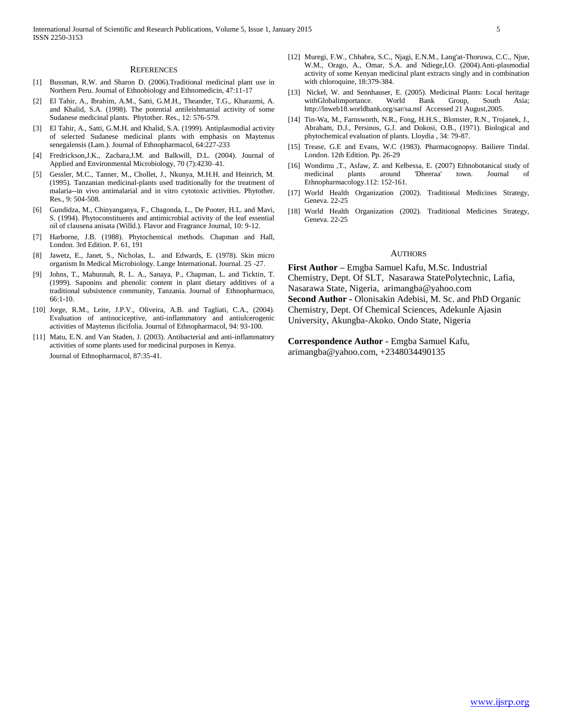## REFERENCES

[1] Bussman, R.W. and Sharon D. (2006).Traditional medicinal plant use in Northern Peru. Journal of Ethnobiology and Ethnomedicin, 47:11-17

[2] El Tahir, A., Ibrahim, A.M., Satti, G.M.H., Theander, T.G., Kharazmi, A. and Khalid, S.A. (1998). The potential antileishmanial activity of some Sudanese medicinal plants. Phytother. Res., 12: 576-579.

[3] El Tahir, A., Satti, G.M.H. and Khalid, S.A. (1999). Antiplasmodial activity of selected Sudanese medicinal plants with emphasis on Maytenus senegalensis (Lam.). Journal of Ethnopharmacol, 64:227-233

[4] Fredrickson,J.K., Zachara,J.M. and Balkwill, D.L. (2004). Journal of Applied and Environmental Microbiology, 70 (7):4230–41.

[5] Gessler, M.C., Tanner, M., Chollet, J., Nkunya, M.H.H. and Heinrich, M. (1995). Tanzanian medicinal-plants used traditionally for the treatment of malaria--in vivo antimalarial and in vitro cytotoxic activities. Phytother. Res., 9: 504-508.

[6] Gundidza, M., Chinyanganya, F., Chagonda, L., De Pooter, H.L. and Mavi, S. (1994). Phytoconstituents and antimicrobial activity of the leaf essential oil of clausena anisata (Willd.). Flavor and Fragrance Journal, 10: 9-12.

[7] Harborne, J.B. (1988). Phytochemical methods. Chapman and Hall, London. 3rd Edition. P. 61, 191

[8] Jawetz, E., Janet, S., Nicholas, L. and Edwards, E. (1978). Skin micro organism In Medical Microbiology. Lange InternationaL Journal. 25 -27.

[9] Johns, T., Mahunnah, R. L. A., Sanaya, P., Chapman, L. and Ticktin, T. (1999). Saponins and phenolic content in plant dietary additives of a traditional subsistence community, Tanzania. Journal of Ethnopharmaco, 66:1-10.

[10] Jorge, R.M., Leite, J.P.V., Oliveira, A.B. and Tagliati, C.A., (2004). Evaluation of antinociceptive, anti-inflammatory and antiulcerogenic activities of Maytenus ilicifolia. Journal of Ethnopharmacol, 94: 93-100.

[11] Matu, E.N. and Van Staden, J. (2003). Antibacterial and anti-inflammatory activities of some plants used for medicinal purposes in Kenya. Journal of Ethnopharmacol, 87:35-41.

[12] Muregi, F.W., Chhabra, S.C., Njagi, E.N.M., Lang'at-Thoruwa, C.C., Njue, W.M., Orago, A., Omar, S.A. and Ndiege,I.O. (2004).Anti-plasmodial activity of some Kenyan medicinal plant extracts singly and in combination with chloroquine, 18:379-384.

[13] Nickel, W. and Sennhauser, E. (2005). Medicinal Plants: Local heritage withGlobalimportance. World Bank Group, South Asia; http://lnweb18.worldbank.org/sar/sa.nsf Accessed 21 August,2005.

[14] Tin-Wa, M., Farnsworth, N.R., Fong, H.H.S., Blomster, R.N., Trojanek, J., Abraham, D.J., Persinos, G.J. and Dokosi, O.B., (1971). Biological and phytochemical evaluation of plants. Lloydia , 34: 79-87.

[15] Trease, G.E and Evans, W.C (1983). Pharmacognopsy. Bailiere Tindal. London. 12th Edition. Pp. 26-29

[16] Wondimu ,T., Asfaw, Z. and Kelbessa, E. (2007) Ethnobotanical study of medicinal plants around 'Dheeraa' town. Journal of Ethnopharmacology.112: 152-161.

[17] World Health Organization (2002). Traditional Medicines Strategy, Geneva. 22-25

[18] World Health Organization (2002). Traditional Medicines Strategy, Geneva. 22-25

## AUTHORS

**First Author –** Emgba Samuel Kafu, M.Sc. Industrial Chemistry, Dept. Of SLT, Nasarawa StatePolytechnic, Lafia, Nasarawa State, Nigeria, arimangba@yahoo.com
**Second Author -** Olonisakin Adebisi, M. Sc. and PhD Organic Chemistry, Dept. Of Chemical Sciences, Adekunle Ajasin University, Akungba-Akoko. Ondo State, Nigeria

**Correspondence Author -** Emgba Samuel Kafu, arimangba@yahoo.com, +2348034490135